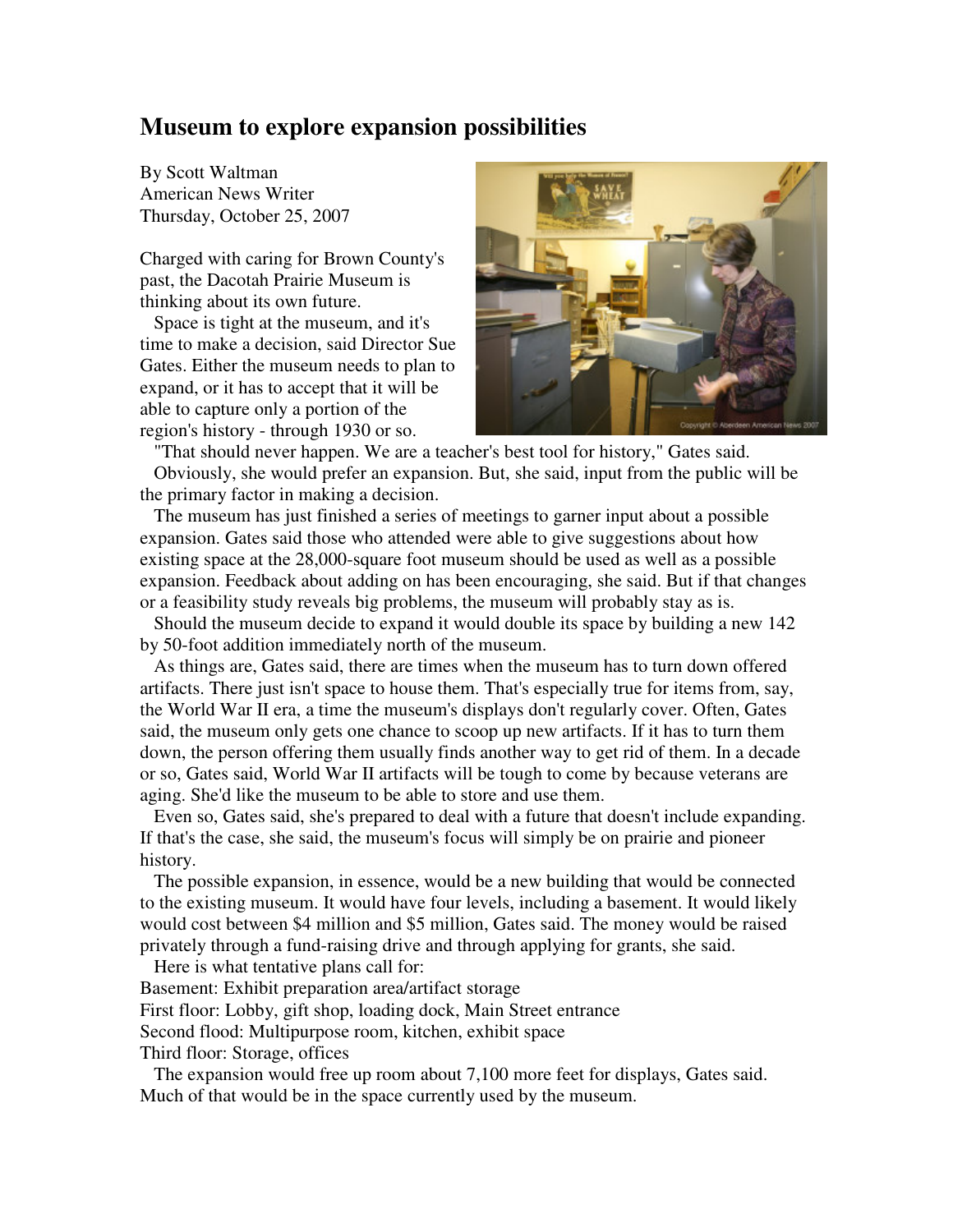# Museum to explore expansion possibilities

By Scott Waltman
American News Writer
Thursday, October 25, 2007

Charged with caring for Brown County's past, the Dacotah Prairie Museum is thinking about its own future.

Space is tight at the museum, and it's time to make a decision, said Director Sue Gates. Either the museum needs to plan to expand, or it has to accept that it will be able to capture only a portion of the region's history - through 1930 or so.

"That should never happen. We are a teacher's best tool for history," Gates said.

Obviously, she would prefer an expansion. But, she said, input from the public will be the primary factor in making a decision.

The museum has just finished a series of meetings to garner input about a possible expansion. Gates said those who attended were able to give suggestions about how existing space at the 28,000-square foot museum should be used as well as a possible expansion. Feedback about adding on has been encouraging, she said. But if that changes or a feasibility study reveals big problems, the museum will probably stay as is.

Should the museum decide to expand it would double its space by building a new 142 by 50-foot addition immediately north of the museum.

As things are, Gates said, there are times when the museum has to turn down offered artifacts. There just isn't space to house them. That's especially true for items from, say, the World War II era, a time the museum's displays don't regularly cover. Often, Gates said, the museum only gets one chance to scoop up new artifacts. If it has to turn them down, the person offering them usually finds another way to get rid of them. In a decade or so, Gates said, World War II artifacts will be tough to come by because veterans are aging. She'd like the museum to be able to store and use them.

Even so, Gates said, she's prepared to deal with a future that doesn't include expanding. If that's the case, she said, the museum's focus will simply be on prairie and pioneer history.

The possible expansion, in essence, would be a new building that would be connected to the existing museum. It would have four levels, including a basement. It would likely would cost between $4 million and $5 million, Gates said. The money would be raised privately through a fund-raising drive and through applying for grants, she said.

Here is what tentative plans call for:

Basement: Exhibit preparation area/artifact storage
First floor: Lobby, gift shop, loading dock, Main Street entrance
Second flood: Multipurpose room, kitchen, exhibit space
Third floor: Storage, offices

The expansion would free up room about 7,100 more feet for displays, Gates said. Much of that would be in the space currently used by the museum.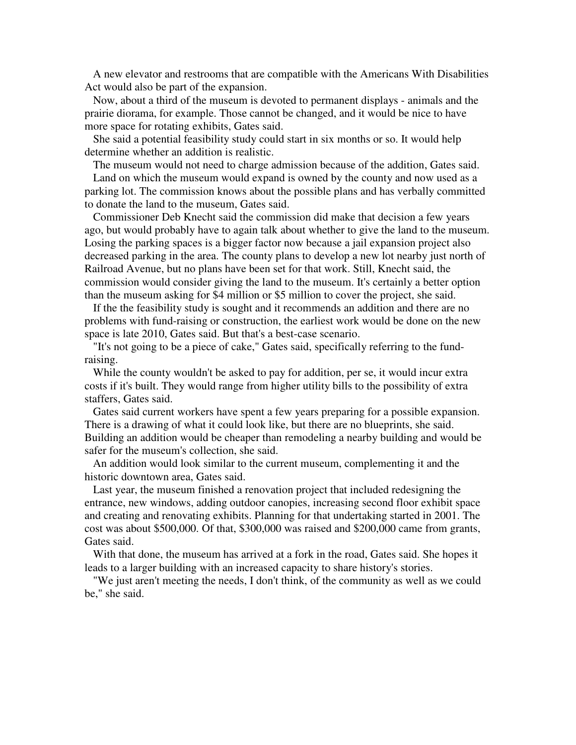A new elevator and restrooms that are compatible with the Americans With Disabilities Act would also be part of the expansion.

Now, about a third of the museum is devoted to permanent displays - animals and the prairie diorama, for example. Those cannot be changed, and it would be nice to have more space for rotating exhibits, Gates said.

She said a potential feasibility study could start in six months or so. It would help determine whether an addition is realistic.

The museum would not need to charge admission because of the addition, Gates said.

Land on which the museum would expand is owned by the county and now used as a parking lot. The commission knows about the possible plans and has verbally committed to donate the land to the museum, Gates said.

Commissioner Deb Knecht said the commission did make that decision a few years ago, but would probably have to again talk about whether to give the land to the museum. Losing the parking spaces is a bigger factor now because a jail expansion project also decreased parking in the area. The county plans to develop a new lot nearby just north of Railroad Avenue, but no plans have been set for that work. Still, Knecht said, the commission would consider giving the land to the museum. It's certainly a better option than the museum asking for $4 million or $5 million to cover the project, she said.

If the the feasibility study is sought and it recommends an addition and there are no problems with fund-raising or construction, the earliest work would be done on the new space is late 2010, Gates said. But that's a best-case scenario.

"It's not going to be a piece of cake," Gates said, specifically referring to the fund-raising.

While the county wouldn't be asked to pay for addition, per se, it would incur extra costs if it's built. They would range from higher utility bills to the possibility of extra staffers, Gates said.

Gates said current workers have spent a few years preparing for a possible expansion. There is a drawing of what it could look like, but there are no blueprints, she said. Building an addition would be cheaper than remodeling a nearby building and would be safer for the museum's collection, she said.

An addition would look similar to the current museum, complementing it and the historic downtown area, Gates said.

Last year, the museum finished a renovation project that included redesigning the entrance, new windows, adding outdoor canopies, increasing second floor exhibit space and creating and renovating exhibits. Planning for that undertaking started in 2001. The cost was about $500,000. Of that, $300,000 was raised and $200,000 came from grants, Gates said.

With that done, the museum has arrived at a fork in the road, Gates said. She hopes it leads to a larger building with an increased capacity to share history's stories.

"We just aren't meeting the needs, I don't think, of the community as well as we could be," she said.